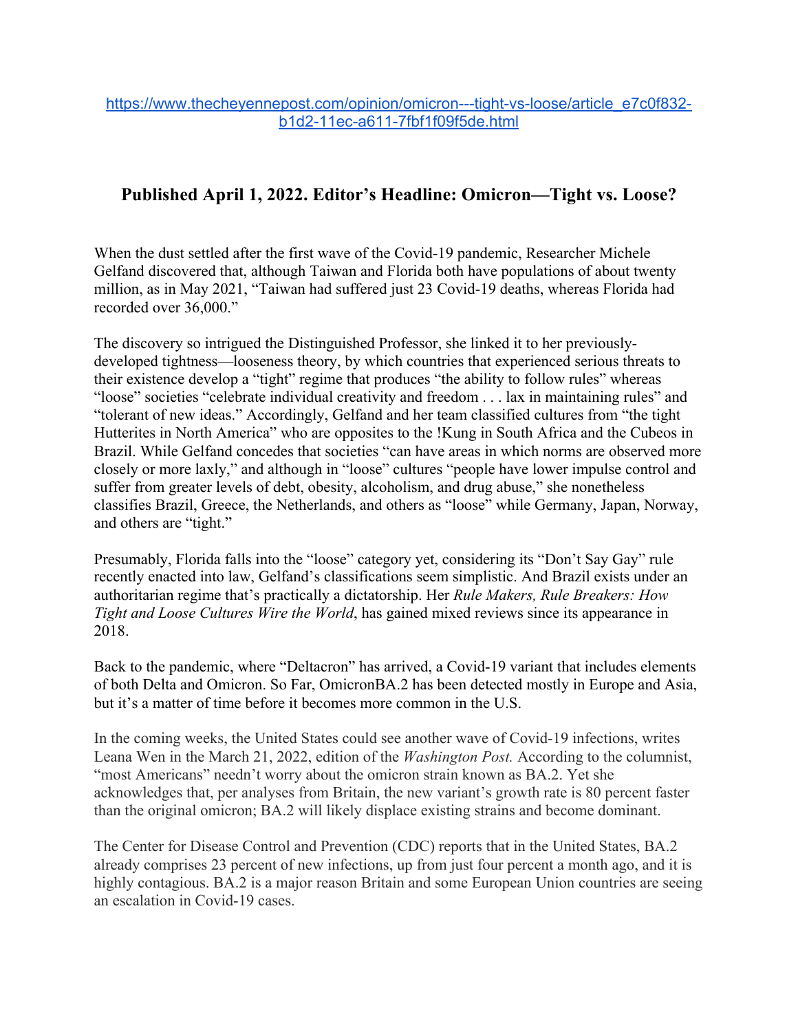https://www.thecheyennepost.com/opinion/omicron---tight-vs-loose/article_e7c0f832-b1d2-11ec-a611-7fbf1f09f5de.html

## Published April 1, 2022. Editor's Headline: Omicron—Tight vs. Loose?

When the dust settled after the first wave of the Covid-19 pandemic, Researcher Michele Gelfand discovered that, although Taiwan and Florida both have populations of about twenty million, as in May 2021, "Taiwan had suffered just 23 Covid-19 deaths, whereas Florida had recorded over 36,000."

The discovery so intrigued the Distinguished Professor, she linked it to her previously-developed tightness—looseness theory, by which countries that experienced serious threats to their existence develop a "tight" regime that produces "the ability to follow rules" whereas "loose" societies "celebrate individual creativity and freedom . . . lax in maintaining rules" and "tolerant of new ideas." Accordingly, Gelfand and her team classified cultures from "the tight Hutterites in North America" who are opposites to the !Kung in South Africa and the Cubeos in Brazil. While Gelfand concedes that societies "can have areas in which norms are observed more closely or more laxly," and although in "loose" cultures "people have lower impulse control and suffer from greater levels of debt, obesity, alcoholism, and drug abuse," she nonetheless classifies Brazil, Greece, the Netherlands, and others as "loose" while Germany, Japan, Norway, and others are "tight."

Presumably, Florida falls into the "loose" category yet, considering its "Don't Say Gay" rule recently enacted into law, Gelfand's classifications seem simplistic. And Brazil exists under an authoritarian regime that's practically a dictatorship. Her *Rule Makers, Rule Breakers: How Tight and Loose Cultures Wire the World*, has gained mixed reviews since its appearance in 2018.

Back to the pandemic, where "Deltacron" has arrived, a Covid-19 variant that includes elements of both Delta and Omicron. So Far, OmicronBA.2 has been detected mostly in Europe and Asia, but it's a matter of time before it becomes more common in the U.S.

In the coming weeks, the United States could see another wave of Covid-19 infections, writes Leana Wen in the March 21, 2022, edition of the *Washington Post.* According to the columnist, "most Americans" needn't worry about the omicron strain known as BA.2. Yet she acknowledges that, per analyses from Britain, the new variant's growth rate is 80 percent faster than the original omicron; BA.2 will likely displace existing strains and become dominant.

The Center for Disease Control and Prevention (CDC) reports that in the United States, BA.2 already comprises 23 percent of new infections, up from just four percent a month ago, and it is highly contagious. BA.2 is a major reason Britain and some European Union countries are seeing an escalation in Covid-19 cases.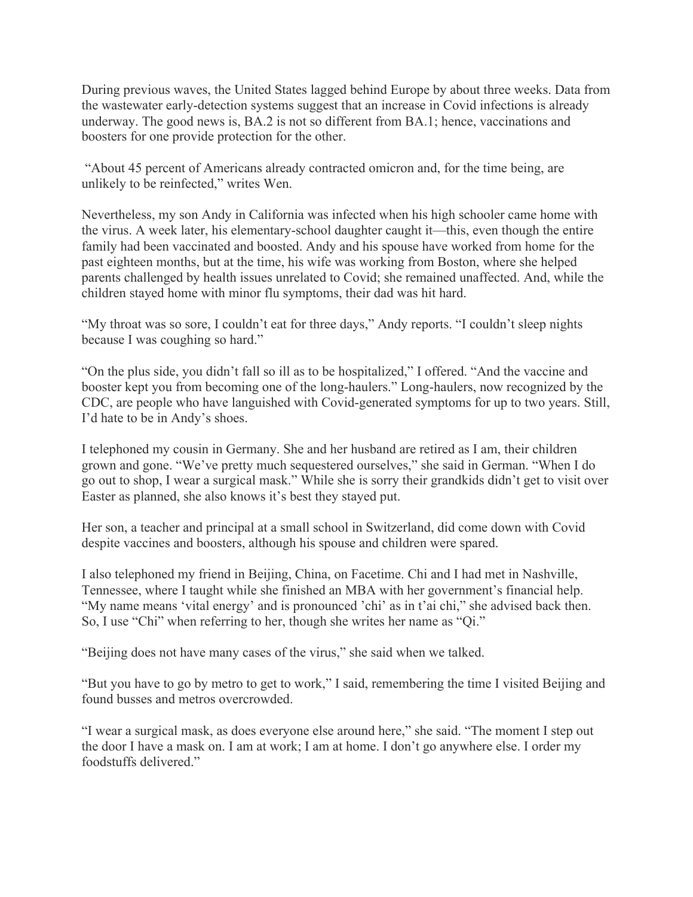During previous waves, the United States lagged behind Europe by about three weeks. Data from the wastewater early-detection systems suggest that an increase in Covid infections is already underway. The good news is, BA.2 is not so different from BA.1; hence, vaccinations and boosters for one provide protection for the other.

"About 45 percent of Americans already contracted omicron and, for the time being, are unlikely to be reinfected," writes Wen.

Nevertheless, my son Andy in California was infected when his high schooler came home with the virus. A week later, his elementary-school daughter caught it—this, even though the entire family had been vaccinated and boosted. Andy and his spouse have worked from home for the past eighteen months, but at the time, his wife was working from Boston, where she helped parents challenged by health issues unrelated to Covid; she remained unaffected. And, while the children stayed home with minor flu symptoms, their dad was hit hard.

"My throat was so sore, I couldn't eat for three days," Andy reports. "I couldn't sleep nights because I was coughing so hard."

"On the plus side, you didn't fall so ill as to be hospitalized," I offered. "And the vaccine and booster kept you from becoming one of the long-haulers." Long-haulers, now recognized by the CDC, are people who have languished with Covid-generated symptoms for up to two years. Still, I'd hate to be in Andy's shoes.

I telephoned my cousin in Germany. She and her husband are retired as I am, their children grown and gone. "We've pretty much sequestered ourselves," she said in German. "When I do go out to shop, I wear a surgical mask." While she is sorry their grandkids didn't get to visit over Easter as planned, she also knows it's best they stayed put.

Her son, a teacher and principal at a small school in Switzerland, did come down with Covid despite vaccines and boosters, although his spouse and children were spared.

I also telephoned my friend in Beijing, China, on Facetime. Chi and I had met in Nashville, Tennessee, where I taught while she finished an MBA with her government's financial help. "My name means 'vital energy' and is pronounced 'chi' as in t'ai chi," she advised back then. So, I use "Chi" when referring to her, though she writes her name as "Qi."

"Beijing does not have many cases of the virus," she said when we talked.

"But you have to go by metro to get to work," I said, remembering the time I visited Beijing and found busses and metros overcrowded.

"I wear a surgical mask, as does everyone else around here," she said. "The moment I step out the door I have a mask on. I am at work; I am at home. I don't go anywhere else. I order my foodstuffs delivered."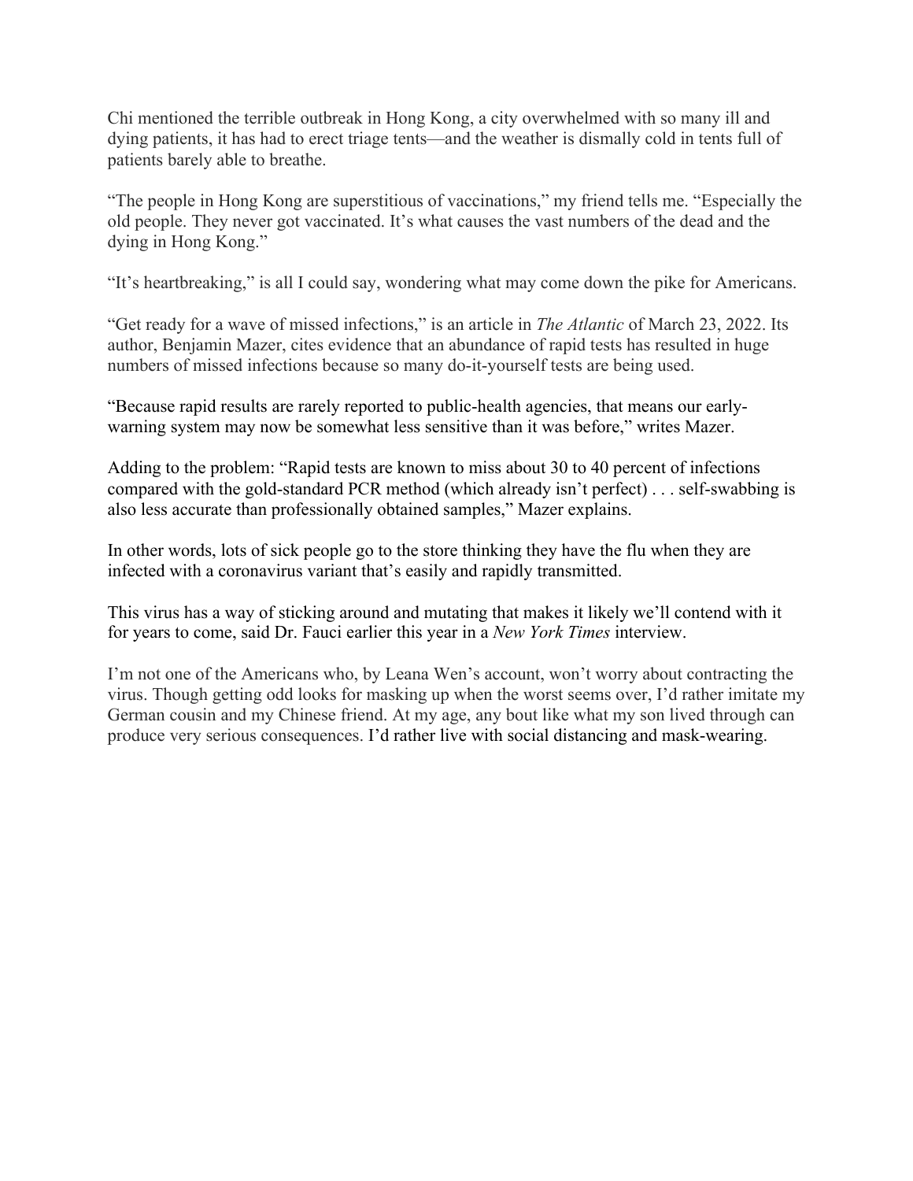Chi mentioned the terrible outbreak in Hong Kong, a city overwhelmed with so many ill and dying patients, it has had to erect triage tents—and the weather is dismally cold in tents full of patients barely able to breathe.

"The people in Hong Kong are superstitious of vaccinations," my friend tells me. "Especially the old people. They never got vaccinated. It's what causes the vast numbers of the dead and the dying in Hong Kong."

"It's heartbreaking," is all I could say, wondering what may come down the pike for Americans.

"Get ready for a wave of missed infections," is an article in *The Atlantic* of March 23, 2022. Its author, Benjamin Mazer, cites evidence that an abundance of rapid tests has resulted in huge numbers of missed infections because so many do-it-yourself tests are being used.

"Because rapid results are rarely reported to public-health agencies, that means our early-warning system may now be somewhat less sensitive than it was before," writes Mazer.

Adding to the problem: "Rapid tests are known to miss about 30 to 40 percent of infections compared with the gold-standard PCR method (which already isn't perfect) . . . self-swabbing is also less accurate than professionally obtained samples," Mazer explains.

In other words, lots of sick people go to the store thinking they have the flu when they are infected with a coronavirus variant that's easily and rapidly transmitted.

This virus has a way of sticking around and mutating that makes it likely we'll contend with it for years to come, said Dr. Fauci earlier this year in a *New York Times* interview.

I'm not one of the Americans who, by Leana Wen's account, won't worry about contracting the virus. Though getting odd looks for masking up when the worst seems over, I'd rather imitate my German cousin and my Chinese friend. At my age, any bout like what my son lived through can produce very serious consequences. I'd rather live with social distancing and mask-wearing.